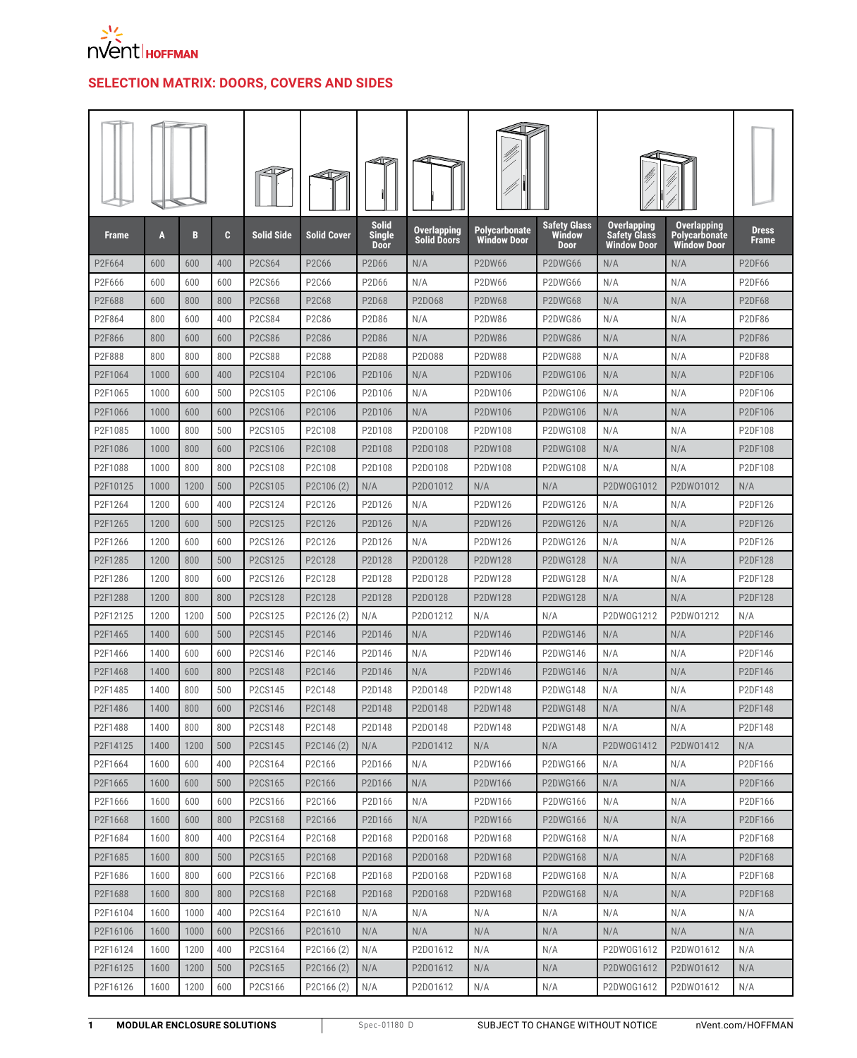nVent HOFFMAN

## SELECTION MATRIX: DOORS, COVERS AND SIDES

| Frame | A | B | C | Solid Side | Solid Cover | Solid Single Door | Overlapping Solid Doors | Polycarbonate Window Door | Safety Glass Window Door | Overlapping Safety Glass Window Door | Overlapping Polycarbonate Window Door | Dress Frame |
|---|---|---|---|---|---|---|---|---|---|---|---|---|
| P2F664 | 600 | 600 | 400 | P2CS64 | P2C66 | P2D66 | N/A | P2DW66 | P2DWG66 | N/A | N/A | P2DF66 |
| P2F666 | 600 | 600 | 600 | P2CS66 | P2C66 | P2D66 | N/A | P2DW66 | P2DWG66 | N/A | N/A | P2DF66 |
| P2F688 | 600 | 800 | 800 | P2CS68 | P2C68 | P2D68 | P2DO68 | P2DW68 | P2DWG68 | N/A | N/A | P2DF68 |
| P2F864 | 800 | 600 | 400 | P2CS84 | P2C86 | P2D86 | N/A | P2DW86 | P2DWG86 | N/A | N/A | P2DF86 |
| P2F866 | 800 | 600 | 600 | P2CS86 | P2C86 | P2D86 | N/A | P2DW86 | P2DWG86 | N/A | N/A | P2DF86 |
| P2F888 | 800 | 800 | 800 | P2CS88 | P2C88 | P2D88 | P2DO88 | P2DW88 | P2DWG88 | N/A | N/A | P2DF88 |
| P2F1064 | 1000 | 600 | 400 | P2CS104 | P2C106 | P2D106 | N/A | P2DW106 | P2DWG106 | N/A | N/A | P2DF106 |
| P2F1065 | 1000 | 600 | 500 | P2CS105 | P2C106 | P2D106 | N/A | P2DW106 | P2DWG106 | N/A | N/A | P2DF106 |
| P2F1066 | 1000 | 600 | 600 | P2CS106 | P2C106 | P2D106 | N/A | P2DW106 | P2DWG106 | N/A | N/A | P2DF106 |
| P2F1085 | 1000 | 800 | 500 | P2CS105 | P2C108 | P2D108 | P2DO108 | P2DW108 | P2DWG108 | N/A | N/A | P2DF108 |
| P2F1086 | 1000 | 800 | 600 | P2CS106 | P2C108 | P2D108 | P2DO108 | P2DW108 | P2DWG108 | N/A | N/A | P2DF108 |
| P2F1088 | 1000 | 800 | 800 | P2CS108 | P2C108 | P2D108 | P2DO108 | P2DW108 | P2DWG108 | N/A | N/A | P2DF108 |
| P2F10125 | 1000 | 1200 | 500 | P2CS105 | P2C106 (2) | N/A | P2DO1012 | N/A | N/A | P2DWOG1012 | P2DWO1012 | N/A |
| P2F1264 | 1200 | 600 | 400 | P2CS124 | P2C126 | P2D126 | N/A | P2DW126 | P2DWG126 | N/A | N/A | P2DF126 |
| P2F1265 | 1200 | 600 | 500 | P2CS125 | P2C126 | P2D126 | N/A | P2DW126 | P2DWG126 | N/A | N/A | P2DF126 |
| P2F1266 | 1200 | 600 | 600 | P2CS126 | P2C126 | P2D126 | N/A | P2DW126 | P2DWG126 | N/A | N/A | P2DF126 |
| P2F1285 | 1200 | 800 | 500 | P2CS125 | P2C128 | P2D128 | P2DO128 | P2DW128 | P2DWG128 | N/A | N/A | P2DF128 |
| P2F1286 | 1200 | 800 | 600 | P2CS126 | P2C128 | P2D128 | P2DO128 | P2DW128 | P2DWG128 | N/A | N/A | P2DF128 |
| P2F1288 | 1200 | 800 | 800 | P2CS128 | P2C128 | P2D128 | P2DO128 | P2DW128 | P2DWG128 | N/A | N/A | P2DF128 |
| P2F12125 | 1200 | 1200 | 500 | P2CS125 | P2C126 (2) | N/A | P2DO1212 | N/A | N/A | P2DWOG1212 | P2DWO1212 | N/A |
| P2F1465 | 1400 | 600 | 500 | P2CS145 | P2C146 | P2D146 | N/A | P2DW146 | P2DWG146 | N/A | N/A | P2DF146 |
| P2F1466 | 1400 | 600 | 600 | P2CS146 | P2C146 | P2D146 | N/A | P2DW146 | P2DWG146 | N/A | N/A | P2DF146 |
| P2F1468 | 1400 | 600 | 800 | P2CS148 | P2C146 | P2D146 | N/A | P2DW146 | P2DWG146 | N/A | N/A | P2DF146 |
| P2F1485 | 1400 | 800 | 500 | P2CS145 | P2C148 | P2D148 | P2DO148 | P2DW148 | P2DWG148 | N/A | N/A | P2DF148 |
| P2F1486 | 1400 | 800 | 600 | P2CS146 | P2C148 | P2D148 | P2DO148 | P2DW148 | P2DWG148 | N/A | N/A | P2DF148 |
| P2F1488 | 1400 | 800 | 800 | P2CS148 | P2C148 | P2D148 | P2DO148 | P2DW148 | P2DWG148 | N/A | N/A | P2DF148 |
| P2F14125 | 1400 | 1200 | 500 | P2CS145 | P2C146 (2) | N/A | P2DO1412 | N/A | N/A | P2DWOG1412 | P2DWO1412 | N/A |
| P2F1664 | 1600 | 600 | 400 | P2CS164 | P2C166 | P2D166 | N/A | P2DW166 | P2DWG166 | N/A | N/A | P2DF166 |
| P2F1665 | 1600 | 600 | 500 | P2CS165 | P2C166 | P2D166 | N/A | P2DW166 | P2DWG166 | N/A | N/A | P2DF166 |
| P2F1666 | 1600 | 600 | 600 | P2CS166 | P2C166 | P2D166 | N/A | P2DW166 | P2DWG166 | N/A | N/A | P2DF166 |
| P2F1668 | 1600 | 600 | 800 | P2CS168 | P2C166 | P2D166 | N/A | P2DW166 | P2DWG166 | N/A | N/A | P2DF166 |
| P2F1684 | 1600 | 800 | 400 | P2CS164 | P2C168 | P2D168 | P2DO168 | P2DW168 | P2DWG168 | N/A | N/A | P2DF168 |
| P2F1685 | 1600 | 800 | 500 | P2CS165 | P2C168 | P2D168 | P2DO168 | P2DW168 | P2DWG168 | N/A | N/A | P2DF168 |
| P2F1686 | 1600 | 800 | 600 | P2CS166 | P2C168 | P2D168 | P2DO168 | P2DW168 | P2DWG168 | N/A | N/A | P2DF168 |
| P2F1688 | 1600 | 800 | 800 | P2CS168 | P2C168 | P2D168 | P2DO168 | P2DW168 | P2DWG168 | N/A | N/A | P2DF168 |
| P2F16104 | 1600 | 1000 | 400 | P2CS164 | P2C1610 | N/A | N/A | N/A | N/A | N/A | N/A | N/A |
| P2F16106 | 1600 | 1000 | 600 | P2CS166 | P2C1610 | N/A | N/A | N/A | N/A | N/A | N/A | N/A |
| P2F16124 | 1600 | 1200 | 400 | P2CS164 | P2C166 (2) | N/A | P2DO1612 | N/A | N/A | P2DWOG1612 | P2DWO1612 | N/A |
| P2F16125 | 1600 | 1200 | 500 | P2CS165 | P2C166 (2) | N/A | P2DO1612 | N/A | N/A | P2DWOG1612 | P2DWO1612 | N/A |
| P2F16126 | 1600 | 1200 | 600 | P2CS166 | P2C166 (2) | N/A | P2DO1612 | N/A | N/A | P2DWOG1612 | P2DWO1612 | N/A |

MODULAR ENCLOSURE SOLUTIONS | Spec-01180 D | SUBJECT TO CHANGE WITHOUT NOTICE | nVent.com/HOFFMAN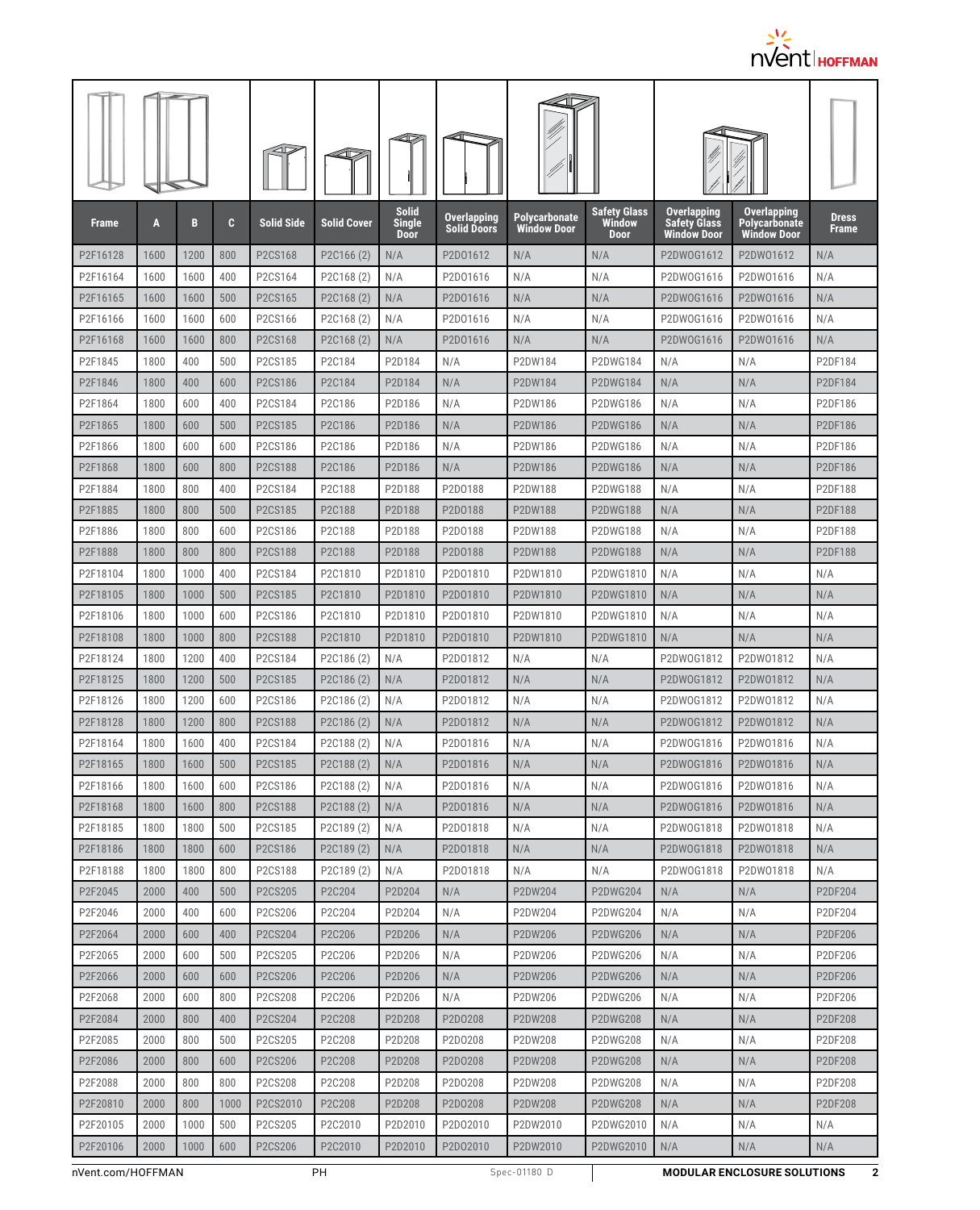| Frame | A | B | C | Solid Side | Solid Cover | Solid Single Door | Overlapping Solid Doors | Polycarbonate Window Door | Safety Glass Window Door | Overlapping Safety Glass Window Door | Overlapping Polycarbonate Window Door | Dress Frame |
|---|---|---|---|---|---|---|---|---|---|---|---|---|
| P2F16128 | 1600 | 1200 | 800 | P2CS168 | P2C166 (2) | N/A | P2DO1612 | N/A | N/A | P2DWOG1612 | P2DWO1612 | N/A |
| P2F16164 | 1600 | 1600 | 400 | P2CS164 | P2C168 (2) | N/A | P2DO1616 | N/A | N/A | P2DWOG1616 | P2DWO1616 | N/A |
| P2F16165 | 1600 | 1600 | 500 | P2CS165 | P2C168 (2) | N/A | P2DO1616 | N/A | N/A | P2DWOG1616 | P2DWO1616 | N/A |
| P2F16166 | 1600 | 1600 | 600 | P2CS166 | P2C168 (2) | N/A | P2DO1616 | N/A | N/A | P2DWOG1616 | P2DWO1616 | N/A |
| P2F16168 | 1600 | 1600 | 800 | P2CS168 | P2C168 (2) | N/A | P2DO1616 | N/A | N/A | P2DWOG1616 | P2DWO1616 | N/A |
| P2F1845 | 1800 | 400 | 500 | P2CS185 | P2C184 | P2D184 | N/A | P2DW184 | P2DWG184 | N/A | N/A | P2DF184 |
| P2F1846 | 1800 | 400 | 600 | P2CS186 | P2C184 | P2D184 | N/A | P2DW184 | P2DWG184 | N/A | N/A | P2DF184 |
| P2F1864 | 1800 | 600 | 400 | P2CS184 | P2C186 | P2D186 | N/A | P2DW186 | P2DWG186 | N/A | N/A | P2DF186 |
| P2F1865 | 1800 | 600 | 500 | P2CS185 | P2C186 | P2D186 | N/A | P2DW186 | P2DWG186 | N/A | N/A | P2DF186 |
| P2F1866 | 1800 | 600 | 600 | P2CS186 | P2C186 | P2D186 | N/A | P2DW186 | P2DWG186 | N/A | N/A | P2DF186 |
| P2F1868 | 1800 | 600 | 800 | P2CS188 | P2C186 | P2D186 | N/A | P2DW186 | P2DWG186 | N/A | N/A | P2DF186 |
| P2F1884 | 1800 | 800 | 400 | P2CS184 | P2C188 | P2D188 | P2DO188 | P2DW188 | P2DWG188 | N/A | N/A | P2DF188 |
| P2F1885 | 1800 | 800 | 500 | P2CS185 | P2C188 | P2D188 | P2DO188 | P2DW188 | P2DWG188 | N/A | N/A | P2DF188 |
| P2F1886 | 1800 | 800 | 600 | P2CS186 | P2C188 | P2D188 | P2DO188 | P2DW188 | P2DWG188 | N/A | N/A | P2DF188 |
| P2F1888 | 1800 | 800 | 800 | P2CS188 | P2C188 | P2D188 | P2DO188 | P2DW188 | P2DWG188 | N/A | N/A | P2DF188 |
| P2F18104 | 1800 | 1000 | 400 | P2CS184 | P2C1810 | P2D1810 | P2DO1810 | P2DW1810 | P2DWG1810 | N/A | N/A | N/A |
| P2F18105 | 1800 | 1000 | 500 | P2CS185 | P2C1810 | P2D1810 | P2DO1810 | P2DW1810 | P2DWG1810 | N/A | N/A | N/A |
| P2F18106 | 1800 | 1000 | 600 | P2CS186 | P2C1810 | P2D1810 | P2DO1810 | P2DW1810 | P2DWG1810 | N/A | N/A | N/A |
| P2F18108 | 1800 | 1000 | 800 | P2CS188 | P2C1810 | P2D1810 | P2DO1810 | P2DW1810 | P2DWG1810 | N/A | N/A | N/A |
| P2F18124 | 1800 | 1200 | 400 | P2CS184 | P2C186 (2) | N/A | P2DO1812 | N/A | N/A | P2DWOG1812 | P2DWO1812 | N/A |
| P2F18125 | 1800 | 1200 | 500 | P2CS185 | P2C186 (2) | N/A | P2DO1812 | N/A | N/A | P2DWOG1812 | P2DWO1812 | N/A |
| P2F18126 | 1800 | 1200 | 600 | P2CS186 | P2C186 (2) | N/A | P2DO1812 | N/A | N/A | P2DWOG1812 | P2DWO1812 | N/A |
| P2F18128 | 1800 | 1200 | 800 | P2CS188 | P2C186 (2) | N/A | P2DO1812 | N/A | N/A | P2DWOG1812 | P2DWO1812 | N/A |
| P2F18164 | 1800 | 1600 | 400 | P2CS184 | P2C188 (2) | N/A | P2DO1816 | N/A | N/A | P2DWOG1816 | P2DWO1816 | N/A |
| P2F18165 | 1800 | 1600 | 500 | P2CS185 | P2C188 (2) | N/A | P2DO1816 | N/A | N/A | P2DWOG1816 | P2DWO1816 | N/A |
| P2F18166 | 1800 | 1600 | 600 | P2CS186 | P2C188 (2) | N/A | P2DO1816 | N/A | N/A | P2DWOG1816 | P2DWO1816 | N/A |
| P2F18168 | 1800 | 1600 | 800 | P2CS188 | P2C188 (2) | N/A | P2DO1816 | N/A | N/A | P2DWOG1816 | P2DWO1816 | N/A |
| P2F18185 | 1800 | 1800 | 500 | P2CS185 | P2C189 (2) | N/A | P2DO1818 | N/A | N/A | P2DWOG1818 | P2DWO1818 | N/A |
| P2F18186 | 1800 | 1800 | 600 | P2CS186 | P2C189 (2) | N/A | P2DO1818 | N/A | N/A | P2DWOG1818 | P2DWO1818 | N/A |
| P2F18188 | 1800 | 1800 | 800 | P2CS188 | P2C189 (2) | N/A | P2DO1818 | N/A | N/A | P2DWOG1818 | P2DWO1818 | N/A |
| P2F2045 | 2000 | 400 | 500 | P2CS205 | P2C204 | P2D204 | N/A | P2DW204 | P2DWG204 | N/A | N/A | P2DF204 |
| P2F2046 | 2000 | 400 | 600 | P2CS206 | P2C204 | P2D204 | N/A | P2DW204 | P2DWG204 | N/A | N/A | P2DF204 |
| P2F2064 | 2000 | 600 | 400 | P2CS204 | P2C206 | P2D206 | N/A | P2DW206 | P2DWG206 | N/A | N/A | P2DF206 |
| P2F2065 | 2000 | 600 | 500 | P2CS205 | P2C206 | P2D206 | N/A | P2DW206 | P2DWG206 | N/A | N/A | P2DF206 |
| P2F2066 | 2000 | 600 | 600 | P2CS206 | P2C206 | P2D206 | N/A | P2DW206 | P2DWG206 | N/A | N/A | P2DF206 |
| P2F2068 | 2000 | 600 | 800 | P2CS208 | P2C206 | P2D206 | N/A | P2DW206 | P2DWG206 | N/A | N/A | P2DF206 |
| P2F2084 | 2000 | 800 | 400 | P2CS204 | P2C208 | P2D208 | P2DO208 | P2DW208 | P2DWG208 | N/A | N/A | P2DF208 |
| P2F2085 | 2000 | 800 | 500 | P2CS205 | P2C208 | P2D208 | P2DO208 | P2DW208 | P2DWG208 | N/A | N/A | P2DF208 |
| P2F2086 | 2000 | 800 | 600 | P2CS206 | P2C208 | P2D208 | P2DO208 | P2DW208 | P2DWG208 | N/A | N/A | P2DF208 |
| P2F2088 | 2000 | 800 | 800 | P2CS208 | P2C208 | P2D208 | P2DO208 | P2DW208 | P2DWG208 | N/A | N/A | P2DF208 |
| P2F20810 | 2000 | 800 | 1000 | P2CS2010 | P2C208 | P2D208 | P2DO208 | P2DW208 | P2DWG208 | N/A | N/A | P2DF208 |
| P2F20105 | 2000 | 1000 | 500 | P2CS205 | P2C2010 | P2D2010 | P2DO2010 | P2DW2010 | P2DWG2010 | N/A | N/A | N/A |
| P2F20106 | 2000 | 1000 | 600 | P2CS206 | P2C2010 | P2D2010 | P2DO2010 | P2DW2010 | P2DWG2010 | N/A | N/A | N/A |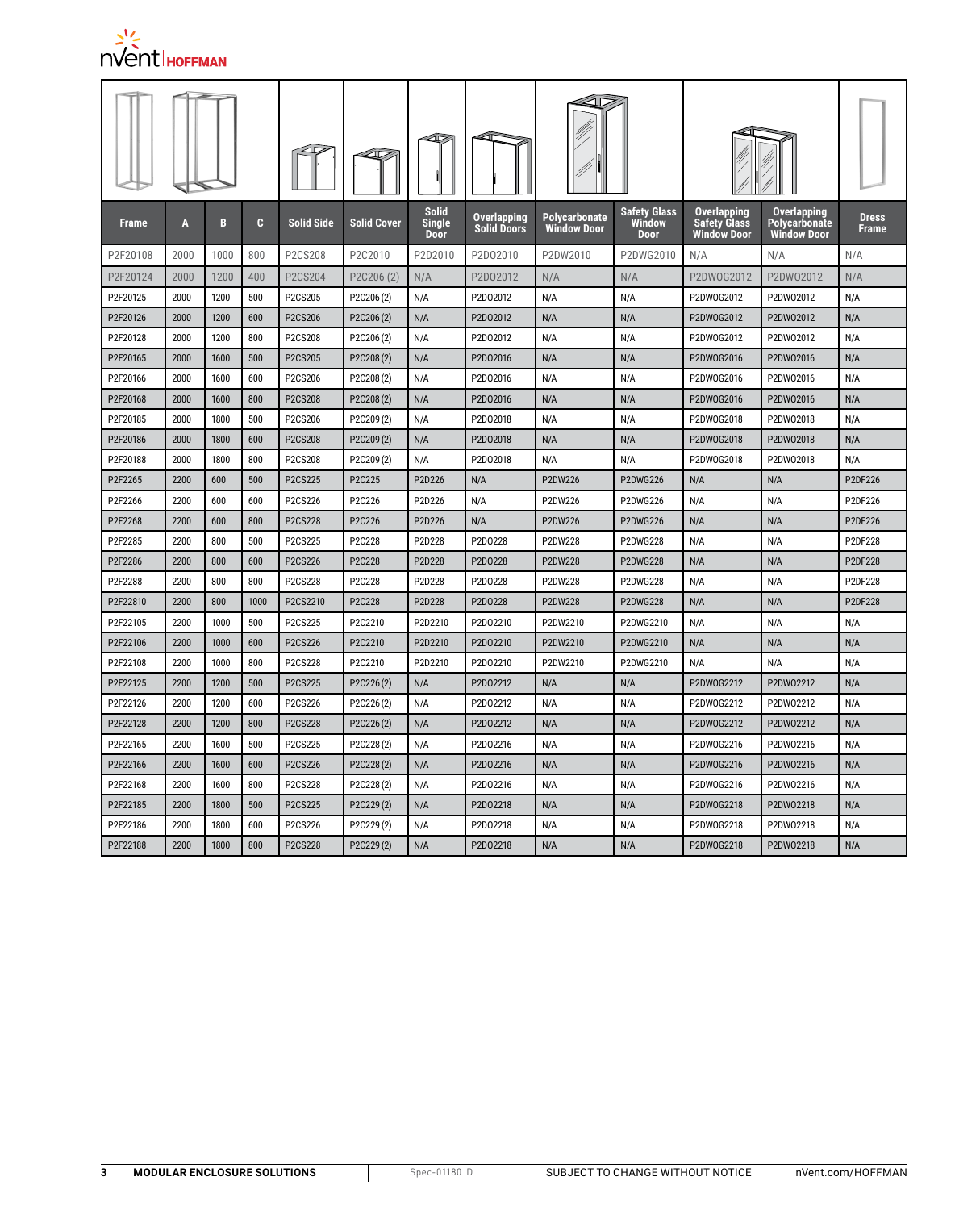| Frame | A | B | C | Solid Side | Solid Cover | Solid Single Door | Overlapping Solid Doors | Polycarbonate Window Door | Safety Glass Window Door | Overlapping Safety Glass Window Door | Overlapping Polycarbonate Window Door | Dress Frame |
|---|---|---|---|---|---|---|---|---|---|---|---|---|
| P2F20108 | 2000 | 1000 | 800 | P2CS208 | P2C2010 | P2D2010 | P2DO2010 | P2DW2010 | P2DWG2010 | N/A | N/A | N/A |
| P2F20124 | 2000 | 1200 | 400 | P2CS204 | P2C206 (2) | N/A | P2DO2012 | N/A | N/A | P2DWOG2012 | P2DWO2012 | N/A |
| P2F20125 | 2000 | 1200 | 500 | P2CS205 | P2C206 (2) | N/A | P2DO2012 | N/A | N/A | P2DWOG2012 | P2DWO2012 | N/A |
| P2F20126 | 2000 | 1200 | 600 | P2CS206 | P2C206 (2) | N/A | P2DO2012 | N/A | N/A | P2DWOG2012 | P2DWO2012 | N/A |
| P2F20128 | 2000 | 1200 | 800 | P2CS208 | P2C206 (2) | N/A | P2DO2012 | N/A | N/A | P2DWOG2012 | P2DWO2012 | N/A |
| P2F20165 | 2000 | 1600 | 500 | P2CS205 | P2C208 (2) | N/A | P2DO2016 | N/A | N/A | P2DWOG2016 | P2DWO2016 | N/A |
| P2F20166 | 2000 | 1600 | 600 | P2CS206 | P2C208 (2) | N/A | P2DO2016 | N/A | N/A | P2DWOG2016 | P2DWO2016 | N/A |
| P2F20168 | 2000 | 1600 | 800 | P2CS208 | P2C208 (2) | N/A | P2DO2016 | N/A | N/A | P2DWOG2016 | P2DWO2016 | N/A |
| P2F20185 | 2000 | 1800 | 500 | P2CS206 | P2C209 (2) | N/A | P2DO2018 | N/A | N/A | P2DWOG2018 | P2DWO2018 | N/A |
| P2F20186 | 2000 | 1800 | 600 | P2CS208 | P2C209 (2) | N/A | P2DO2018 | N/A | N/A | P2DWOG2018 | P2DWO2018 | N/A |
| P2F20188 | 2000 | 1800 | 800 | P2CS208 | P2C209 (2) | N/A | P2DO2018 | N/A | N/A | P2DWOG2018 | P2DWO2018 | N/A |
| P2F2265 | 2200 | 600 | 500 | P2CS225 | P2C225 | P2D226 | N/A | P2DW226 | P2DWG226 | N/A | N/A | P2DF226 |
| P2F2266 | 2200 | 600 | 600 | P2CS226 | P2C226 | P2D226 | N/A | P2DW226 | P2DWG226 | N/A | N/A | P2DF226 |
| P2F2268 | 2200 | 600 | 800 | P2CS228 | P2C226 | P2D226 | N/A | P2DW226 | P2DWG226 | N/A | N/A | P2DF226 |
| P2F2285 | 2200 | 800 | 500 | P2CS225 | P2C228 | P2D228 | P2DO228 | P2DW228 | P2DWG228 | N/A | N/A | P2DF228 |
| P2F2286 | 2200 | 800 | 600 | P2CS226 | P2C228 | P2D228 | P2DO228 | P2DW228 | P2DWG228 | N/A | N/A | P2DF228 |
| P2F2288 | 2200 | 800 | 800 | P2CS228 | P2C228 | P2D228 | P2DO228 | P2DW228 | P2DWG228 | N/A | N/A | P2DF228 |
| P2F22810 | 2200 | 800 | 1000 | P2CS2210 | P2C228 | P2D228 | P2DO228 | P2DW228 | P2DWG228 | N/A | N/A | P2DF228 |
| P2F22105 | 2200 | 1000 | 500 | P2CS225 | P2C2210 | P2D2210 | P2DO2210 | P2DW2210 | P2DWG2210 | N/A | N/A | N/A |
| P2F22106 | 2200 | 1000 | 600 | P2CS226 | P2C2210 | P2D2210 | P2DO2210 | P2DW2210 | P2DWG2210 | N/A | N/A | N/A |
| P2F22108 | 2200 | 1000 | 800 | P2CS228 | P2C2210 | P2D2210 | P2DO2210 | P2DW2210 | P2DWG2210 | N/A | N/A | N/A |
| P2F22125 | 2200 | 1200 | 500 | P2CS225 | P2C226 (2) | N/A | P2DO2212 | N/A | N/A | P2DWOG2212 | P2DWO2212 | N/A |
| P2F22126 | 2200 | 1200 | 600 | P2CS226 | P2C226 (2) | N/A | P2DO2212 | N/A | N/A | P2DWOG2212 | P2DWO2212 | N/A |
| P2F22128 | 2200 | 1200 | 800 | P2CS228 | P2C226 (2) | N/A | P2DO2212 | N/A | N/A | P2DWOG2212 | P2DWO2212 | N/A |
| P2F22165 | 2200 | 1600 | 500 | P2CS225 | P2C228 (2) | N/A | P2DO2216 | N/A | N/A | P2DWOG2216 | P2DWO2216 | N/A |
| P2F22166 | 2200 | 1600 | 600 | P2CS226 | P2C228 (2) | N/A | P2DO2216 | N/A | N/A | P2DWOG2216 | P2DWO2216 | N/A |
| P2F22168 | 2200 | 1600 | 800 | P2CS228 | P2C228 (2) | N/A | P2DO2216 | N/A | N/A | P2DWOG2216 | P2DWO2216 | N/A |
| P2F22185 | 2200 | 1800 | 500 | P2CS225 | P2C229 (2) | N/A | P2DO2218 | N/A | N/A | P2DWOG2218 | P2DWO2218 | N/A |
| P2F22186 | 2200 | 1800 | 600 | P2CS226 | P2C229 (2) | N/A | P2DO2218 | N/A | N/A | P2DWOG2218 | P2DWO2218 | N/A |
| P2F22188 | 2200 | 1800 | 800 | P2CS228 | P2C229 (2) | N/A | P2DO2218 | N/A | N/A | P2DWOG2218 | P2DWO2218 | N/A |